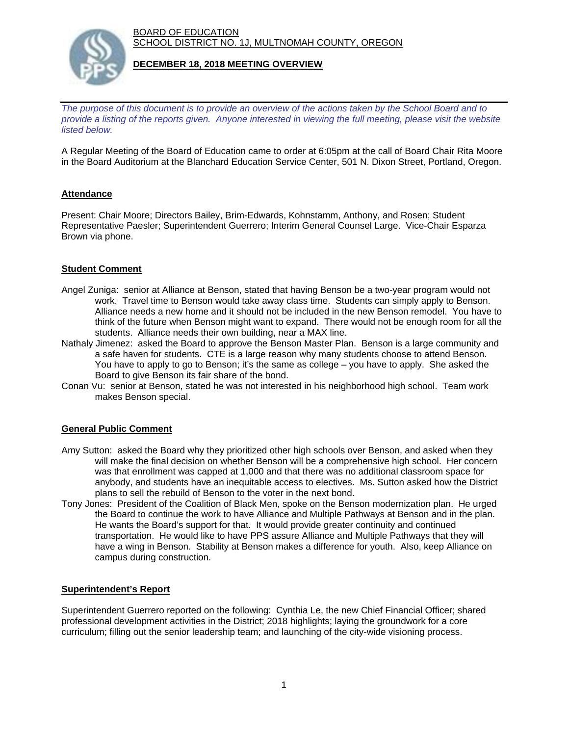BOARD OF EDUCATION
SCHOOL DISTRICT NO. 1J, MULTNOMAH COUNTY, OREGON

**DECEMBER 18, 2018 MEETING OVERVIEW**

*The purpose of this document is to provide an overview of the actions taken by the School Board and to provide a listing of the reports given. Anyone interested in viewing the full meeting, please visit the website listed below.*

A Regular Meeting of the Board of Education came to order at 6:05pm at the call of Board Chair Rita Moore in the Board Auditorium at the Blanchard Education Service Center, 501 N. Dixon Street, Portland, Oregon.

## Attendance

Present: Chair Moore; Directors Bailey, Brim-Edwards, Kohnstamm, Anthony, and Rosen; Student Representative Paesler; Superintendent Guerrero; Interim General Counsel Large. Vice-Chair Esparza Brown via phone.

## Student Comment

Angel Zuniga: senior at Alliance at Benson, stated that having Benson be a two-year program would not work. Travel time to Benson would take away class time. Students can simply apply to Benson. Alliance needs a new home and it should not be included in the new Benson remodel. You have to think of the future when Benson might want to expand. There would not be enough room for all the students. Alliance needs their own building, near a MAX line.

Nathaly Jimenez: asked the Board to approve the Benson Master Plan. Benson is a large community and a safe haven for students. CTE is a large reason why many students choose to attend Benson. You have to apply to go to Benson; it's the same as college – you have to apply. She asked the Board to give Benson its fair share of the bond.

Conan Vu: senior at Benson, stated he was not interested in his neighborhood high school. Team work makes Benson special.

## General Public Comment

Amy Sutton: asked the Board why they prioritized other high schools over Benson, and asked when they will make the final decision on whether Benson will be a comprehensive high school. Her concern was that enrollment was capped at 1,000 and that there was no additional classroom space for anybody, and students have an inequitable access to electives. Ms. Sutton asked how the District plans to sell the rebuild of Benson to the voter in the next bond.

Tony Jones: President of the Coalition of Black Men, spoke on the Benson modernization plan. He urged the Board to continue the work to have Alliance and Multiple Pathways at Benson and in the plan. He wants the Board's support for that. It would provide greater continuity and continued transportation. He would like to have PPS assure Alliance and Multiple Pathways that they will have a wing in Benson. Stability at Benson makes a difference for youth. Also, keep Alliance on campus during construction.

## Superintendent's Report

Superintendent Guerrero reported on the following: Cynthia Le, the new Chief Financial Officer; shared professional development activities in the District; 2018 highlights; laying the groundwork for a core curriculum; filling out the senior leadership team; and launching of the city-wide visioning process.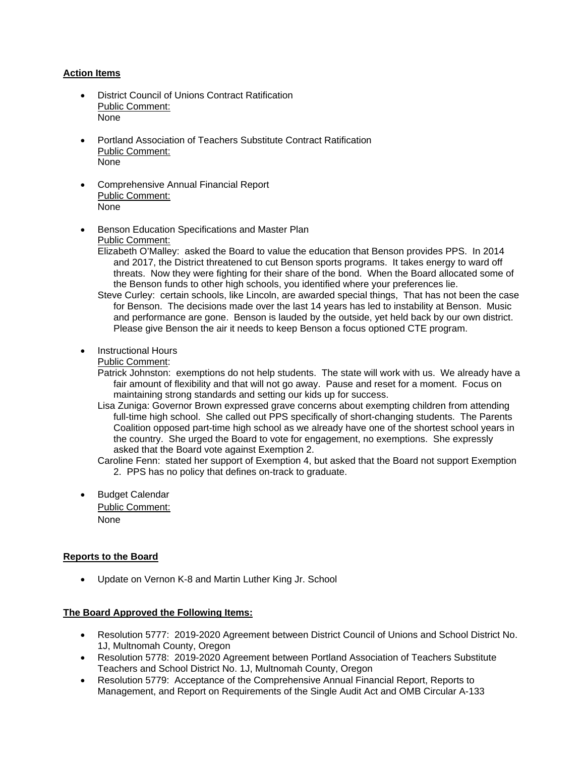**Action Items**

- District Council of Unions Contract Ratification
  Public Comment:
  None

- Portland Association of Teachers Substitute Contract Ratification
  Public Comment:
  None

- Comprehensive Annual Financial Report
  Public Comment:
  None

- Benson Education Specifications and Master Plan
  Public Comment:
  Elizabeth O'Malley: asked the Board to value the education that Benson provides PPS. In 2014 and 2017, the District threatened to cut Benson sports programs. It takes energy to ward off threats. Now they were fighting for their share of the bond. When the Board allocated some of the Benson funds to other high schools, you identified where your preferences lie.
  Steve Curley: certain schools, like Lincoln, are awarded special things, That has not been the case for Benson. The decisions made over the last 14 years has led to instability at Benson. Music and performance are gone. Benson is lauded by the outside, yet held back by our own district. Please give Benson the air it needs to keep Benson a focus optioned CTE program.

- Instructional Hours
  Public Comment:
  Patrick Johnston: exemptions do not help students. The state will work with us. We already have a fair amount of flexibility and that will not go away. Pause and reset for a moment. Focus on maintaining strong standards and setting our kids up for success.
  Lisa Zuniga: Governor Brown expressed grave concerns about exempting children from attending full-time high school. She called out PPS specifically of short-changing students. The Parents Coalition opposed part-time high school as we already have one of the shortest school years in the country. She urged the Board to vote for engagement, no exemptions. She expressly asked that the Board vote against Exemption 2.
  Caroline Fenn: stated her support of Exemption 4, but asked that the Board not support Exemption 2. PPS has no policy that defines on-track to graduate.

- Budget Calendar
  Public Comment:
  None

**Reports to the Board**

- Update on Vernon K-8 and Martin Luther King Jr. School

**The Board Approved the Following Items:**

- Resolution 5777: 2019-2020 Agreement between District Council of Unions and School District No. 1J, Multnomah County, Oregon
- Resolution 5778: 2019-2020 Agreement between Portland Association of Teachers Substitute Teachers and School District No. 1J, Multnomah County, Oregon
- Resolution 5779: Acceptance of the Comprehensive Annual Financial Report, Reports to Management, and Report on Requirements of the Single Audit Act and OMB Circular A-133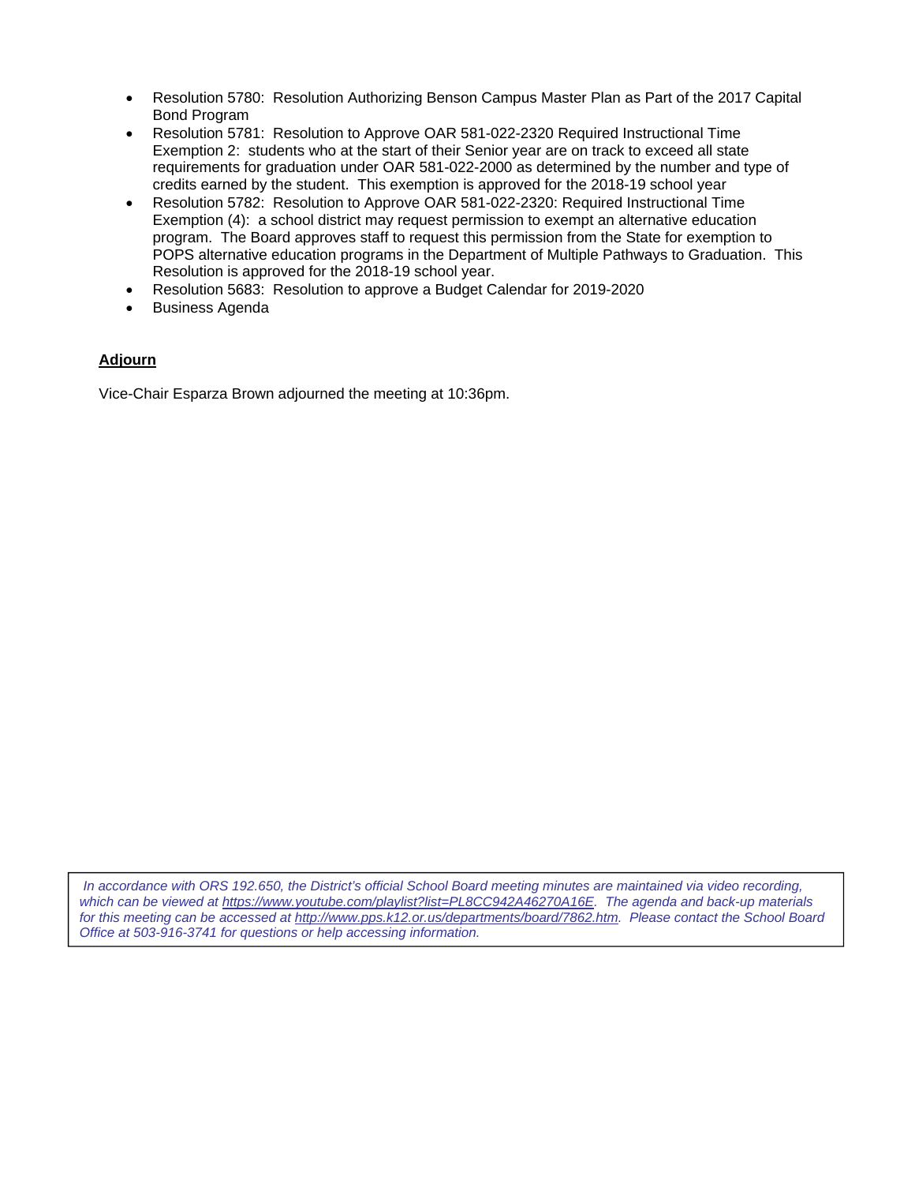- Resolution 5780: Resolution Authorizing Benson Campus Master Plan as Part of the 2017 Capital Bond Program
- Resolution 5781: Resolution to Approve OAR 581-022-2320 Required Instructional Time Exemption 2: students who at the start of their Senior year are on track to exceed all state requirements for graduation under OAR 581-022-2000 as determined by the number and type of credits earned by the student. This exemption is approved for the 2018-19 school year
- Resolution 5782: Resolution to Approve OAR 581-022-2320: Required Instructional Time Exemption (4): a school district may request permission to exempt an alternative education program. The Board approves staff to request this permission from the State for exemption to POPS alternative education programs in the Department of Multiple Pathways to Graduation. This Resolution is approved for the 2018-19 school year.
- Resolution 5683: Resolution to approve a Budget Calendar for 2019-2020
- Business Agenda

**Adjourn**

Vice-Chair Esparza Brown adjourned the meeting at 10:36pm.

*In accordance with ORS 192.650, the District's official School Board meeting minutes are maintained via video recording, which can be viewed at https://www.youtube.com/playlist?list=PL8CC942A46270A16E. The agenda and back-up materials for this meeting can be accessed at http://www.pps.k12.or.us/departments/board/7862.htm. Please contact the School Board Office at 503-916-3741 for questions or help accessing information.*